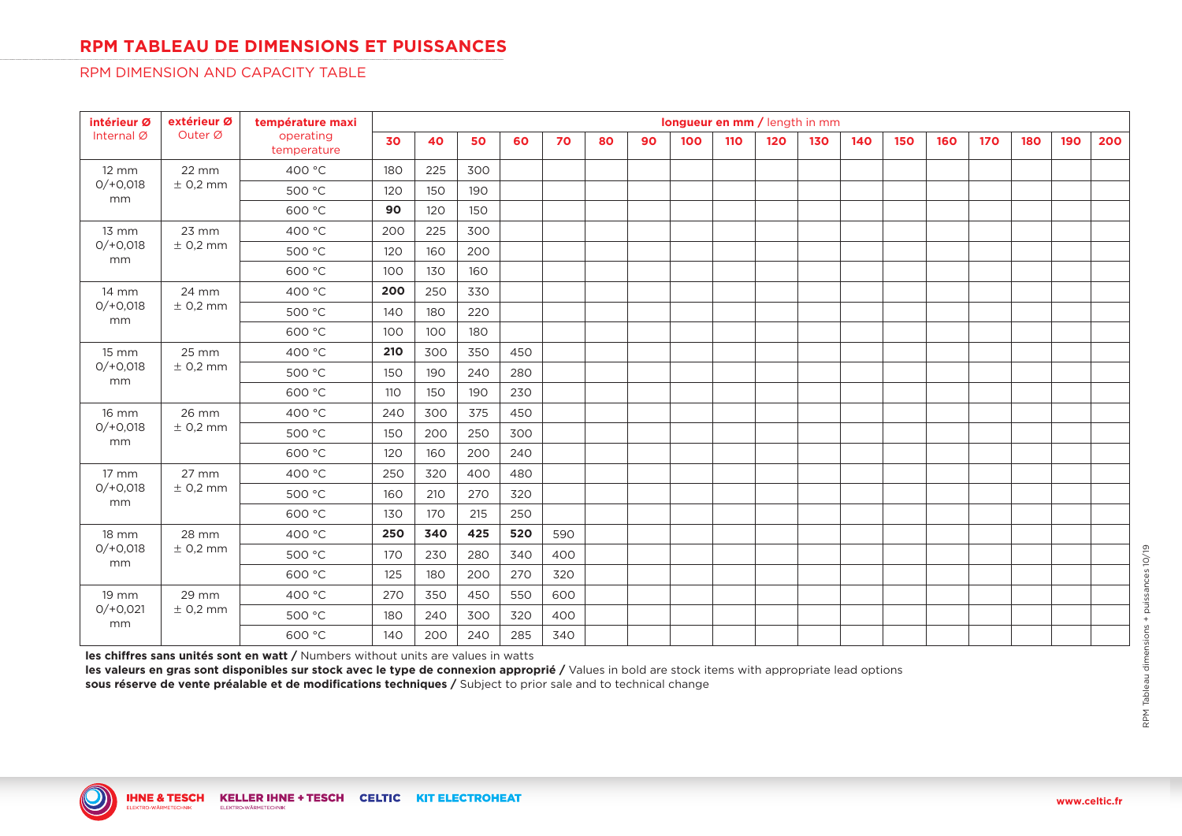# RPM TABLEAU DE DIMENSIONS ET PUISSANCES

## RPM DIMENSION AND CAPACITY TABLE

| **intérieur Ø** Internal Ø | **extérieur Ø** Outer Ø | **température maxi** operating temperature | **longueur en mm** / length in mm | | | | | | | | | | | | | | | | | |
|---|---|---|---|---|---|---|---|---|---|---|---|---|---|---|---|---|---|---|
| | | | **30** | **40** | **50** | **60** | **70** | **80** | **90** | **100** | **110** | **120** | **130** | **140** | **150** | **160** | **170** | **180** | **190** | **200** |
| 12 mm 0/+0,018 mm | 22 mm ± 0,2 mm | 400 °C | 180 | 225 | 300 | | | | | | | | | | | | | | | |
| | | 500 °C | 120 | 150 | 190 | | | | | | | | | | | | | | | |
| | | 600 °C | **90** | 120 | 150 | | | | | | | | | | | | | | | |
| 13 mm 0/+0,018 mm | 23 mm ± 0,2 mm | 400 °C | 200 | 225 | 300 | | | | | | | | | | | | | | | |
| | | 500 °C | 120 | 160 | 200 | | | | | | | | | | | | | | | |
| | | 600 °C | 100 | 130 | 160 | | | | | | | | | | | | | | | |
| 14 mm 0/+0,018 mm | 24 mm ± 0,2 mm | 400 °C | **200** | 250 | 330 | | | | | | | | | | | | | | | |
| | | 500 °C | 140 | 180 | 220 | | | | | | | | | | | | | | | |
| | | 600 °C | 100 | 100 | 180 | | | | | | | | | | | | | | | |
| 15 mm 0/+0,018 mm | 25 mm ± 0,2 mm | 400 °C | **210** | 300 | 350 | 450 | | | | | | | | | | | | | | |
| | | 500 °C | 150 | 190 | 240 | 280 | | | | | | | | | | | | | | |
| | | 600 °C | 110 | 150 | 190 | 230 | | | | | | | | | | | | | | |
| 16 mm 0/+0,018 mm | 26 mm ± 0,2 mm | 400 °C | 240 | 300 | 375 | 450 | | | | | | | | | | | | | | |
| | | 500 °C | 150 | 200 | 250 | 300 | | | | | | | | | | | | | | |
| | | 600 °C | 120 | 160 | 200 | 240 | | | | | | | | | | | | | | |
| 17 mm 0/+0,018 mm | 27 mm ± 0,2 mm | 400 °C | 250 | 320 | 400 | 480 | | | | | | | | | | | | | | |
| | | 500 °C | 160 | 210 | 270 | 320 | | | | | | | | | | | | | | |
| | | 600 °C | 130 | 170 | 215 | 250 | | | | | | | | | | | | | | |
| 18 mm 0/+0,018 mm | 28 mm ± 0,2 mm | 400 °C | **250** | **340** | **425** | **520** | 590 | | | | | | | | | | | | | |
| | | 500 °C | 170 | 230 | 280 | 340 | 400 | | | | | | | | | | | | | |
| | | 600 °C | 125 | 180 | 200 | 270 | 320 | | | | | | | | | | | | | |
| 19 mm 0/+0,021 mm | 29 mm ± 0,2 mm | 400 °C | 270 | 350 | 450 | 550 | 600 | | | | | | | | | | | | | |
| | | 500 °C | 180 | 240 | 300 | 320 | 400 | | | | | | | | | | | | | |
| | | 600 °C | 140 | 200 | 240 | 285 | 340 | | | | | | | | | | | | | |

**les chiffres sans unités sont en watt /** Numbers without units are values in watts

**les valeurs en gras sont disponibles sur stock avec le type de connexion approprié /** Values in bold are stock items with appropriate lead options

**sous réserve de vente préalable et de modifications techniques /** Subject to prior sale and to technical change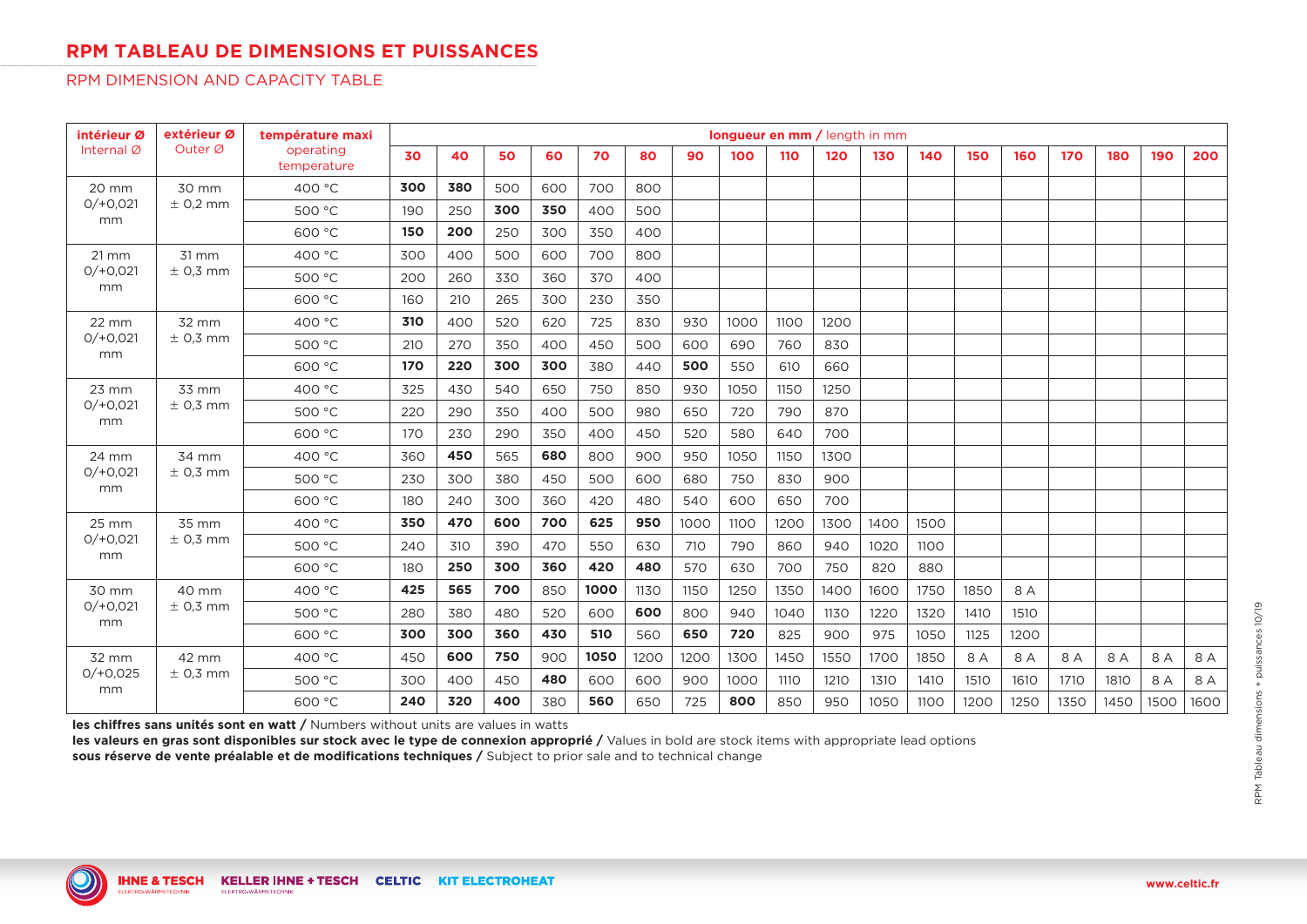# RPM TABLEAU DE DIMENSIONS ET PUISSANCES

RPM DIMENSION AND CAPACITY TABLE

| **intérieur Ø** Internal Ø | **extérieur Ø** Outer Ø | **température maxi** operating temperature | **longueur en mm /** length in mm | | | | | | | | | | | | | | | | | |
|---|---|---|---|---|---|---|---|---|---|---|---|---|---|---|---|---|---|---|---|---|
| | | | **30** | **40** | **50** | **60** | **70** | **80** | **90** | **100** | **110** | **120** | **130** | **140** | **150** | **160** | **170** | **180** | **190** | **200** |
| 20 mm 0/+0,021 mm | 30 mm ± 0,2 mm | 400 °C | **300** | **380** | 500 | 600 | 700 | 800 | | | | | | | | | | | | |
| | | 500 °C | 190 | 250 | **300** | **350** | 400 | 500 | | | | | | | | | | | | |
| | | 600 °C | **150** | **200** | 250 | 300 | 350 | 400 | | | | | | | | | | | | |
| 21 mm 0/+0,021 mm | 31 mm ± 0,3 mm | 400 °C | 300 | 400 | 500 | 600 | 700 | 800 | | | | | | | | | | | | |
| | | 500 °C | 200 | 260 | 330 | 360 | 370 | 400 | | | | | | | | | | | | |
| | | 600 °C | 160 | 210 | 265 | 300 | 230 | 350 | | | | | | | | | | | | |
| 22 mm 0/+0,021 mm | 32 mm ± 0,3 mm | 400 °C | **310** | 400 | 520 | 620 | 725 | 830 | 930 | 1000 | 1100 | 1200 | | | | | | | | |
| | | 500 °C | 210 | 270 | 350 | 400 | 450 | 500 | 600 | 690 | 760 | 830 | | | | | | | | |
| | | 600 °C | **170** | **220** | **300** | **300** | 380 | 440 | **500** | 550 | 610 | 660 | | | | | | | | |
| 23 mm 0/+0,021 mm | 33 mm ± 0,3 mm | 400 °C | 325 | 430 | 540 | 650 | 750 | 850 | 930 | 1050 | 1150 | 1250 | | | | | | | | |
| | | 500 °C | 220 | 290 | 350 | 400 | 500 | 980 | 650 | 720 | 790 | 870 | | | | | | | | |
| | | 600 °C | 170 | 230 | 290 | 350 | 400 | 450 | 520 | 580 | 640 | 700 | | | | | | | | |
| 24 mm 0/+0,021 mm | 34 mm ± 0,3 mm | 400 °C | 360 | **450** | 565 | **680** | 800 | 900 | 950 | 1050 | 1150 | 1300 | | | | | | | | |
| | | 500 °C | 230 | 300 | 380 | 450 | 500 | 600 | 680 | 750 | 830 | 900 | | | | | | | | |
| | | 600 °C | 180 | 240 | 300 | 360 | 420 | 480 | 540 | 600 | 650 | 700 | | | | | | | | |
| 25 mm 0/+0,021 mm | 35 mm ± 0,3 mm | 400 °C | **350** | **470** | **600** | **700** | **625** | **950** | 1000 | 1100 | 1200 | 1300 | 1400 | 1500 | | | | | | |
| | | 500 °C | 240 | 310 | 390 | 470 | 550 | 630 | 710 | 790 | 860 | 940 | 1020 | 1100 | | | | | | |
| | | 600 °C | 180 | **250** | **300** | **360** | **420** | **480** | 570 | 630 | 700 | 750 | 820 | 880 | | | | | | |
| 30 mm 0/+0,021 mm | 40 mm ± 0,3 mm | 400 °C | **425** | **565** | **700** | 850 | **1000** | 1130 | 1150 | 1250 | 1350 | 1400 | 1600 | 1750 | 1850 | 8 A | | | | |
| | | 500 °C | 280 | 380 | 480 | 520 | 600 | **600** | 800 | 940 | 1040 | 1130 | 1220 | 1320 | 1410 | 1510 | | | | |
| | | 600 °C | **300** | **300** | **360** | **430** | **510** | 560 | **650** | **720** | 825 | 900 | 975 | 1050 | 1125 | 1200 | | | | |
| 32 mm 0/+0,025 mm | 42 mm ± 0,3 mm | 400 °C | 450 | **600** | **750** | 900 | **1050** | 1200 | 1200 | 1300 | 1450 | 1550 | 1700 | 1850 | 8 A | 8 A | 8 A | 8 A | 8 A | 8 A |
| | | 500 °C | 300 | 400 | 450 | **480** | 600 | 600 | 900 | 1000 | 1110 | 1210 | 1310 | 1410 | 1510 | 1610 | 1710 | 1810 | 8 A | 8 A |
| | | 600 °C | **240** | **320** | **400** | 380 | **560** | 650 | 725 | **800** | 850 | 950 | 1050 | 1100 | 1200 | 1250 | 1350 | 1450 | 1500 | 1600 |

**les chiffres sans unités sont en watt /** Numbers without units are values in watts

**les valeurs en gras sont disponibles sur stock avec le type de connexion approprié /** Values in bold are stock items with appropriate lead options

**sous réserve de vente préalable et de modifications techniques /** Subject to prior sale and to technical change

RPM Tableau dimensions + puissances 10/19

IHNE & TESCH · KELLER IHNE + TESCH · CELTIC · KIT ELECTROHEAT

www.celtic.fr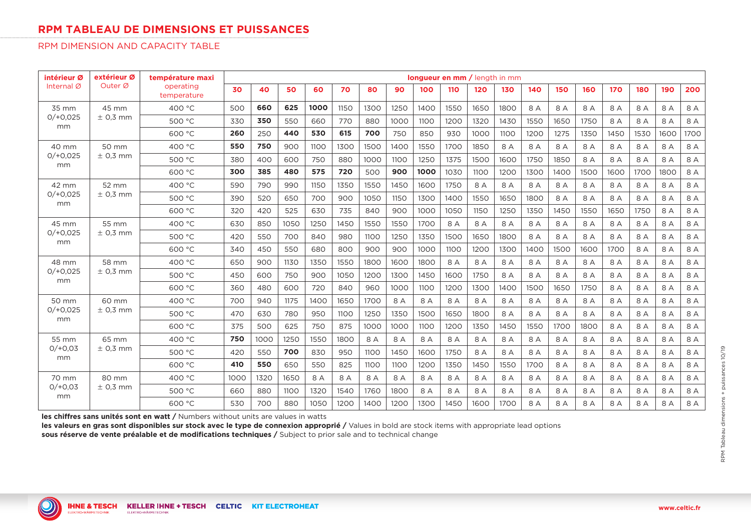## RPM TABLEAU DE DIMENSIONS ET PUISSANCES

RPM DIMENSION AND CAPACITY TABLE

| intérieur Ø Internal Ø | extérieur Ø Outer Ø | température maxi operating temperature | longueur en mm / length in mm | | | | | | | | | | | | | | | | | |
|---|---|---|---|---|---|---|---|---|---|---|---|---|---|---|---|---|---|---|---|---|
| | | | **30** | **40** | **50** | **60** | **70** | **80** | **90** | **100** | **110** | **120** | **130** | **140** | **150** | **160** | **170** | **180** | **190** | **200** |
| 35 mm 0/+0,025 mm | 45 mm ± 0,3 mm | 400 °C | 500 | **660** | **625** | **1000** | 1150 | 1300 | 1250 | 1400 | 1550 | 1650 | 1800 | 8 A | 8 A | 8 A | 8 A | 8 A | 8 A | 8 A |
| | | 500 °C | 330 | **350** | 550 | 660 | 770 | 880 | 1000 | 1100 | 1200 | 1320 | 1430 | 1550 | 1650 | 1750 | 8 A | 8 A | 8 A | 8 A |
| | | 600 °C | **260** | 250 | **440** | **530** | **615** | **700** | 750 | 850 | 930 | 1000 | 1100 | 1200 | 1275 | 1350 | 1450 | 1530 | 1600 | 1700 |
| 40 mm 0/+0,025 mm | 50 mm ± 0,3 mm | 400 °C | **550** | **750** | 900 | 1100 | 1300 | 1500 | 1400 | 1550 | 1700 | 1850 | 8 A | 8 A | 8 A | 8 A | 8 A | 8 A | 8 A | 8 A |
| | | 500 °C | 380 | 400 | 600 | 750 | 880 | 1000 | 1100 | 1250 | 1375 | 1500 | 1600 | 1750 | 1850 | 8 A | 8 A | 8 A | 8 A | 8 A |
| | | 600 °C | **300** | **385** | **480** | **575** | **720** | 500 | **900** | **1000** | 1030 | 1100 | 1200 | 1300 | 1400 | 1500 | 1600 | 1700 | 1800 | 8 A |
| 42 mm 0/+0,025 mm | 52 mm ± 0,3 mm | 400 °C | 590 | 790 | 990 | 1150 | 1350 | 1550 | 1450 | 1600 | 1750 | 8 A | 8 A | 8 A | 8 A | 8 A | 8 A | 8 A | 8 A | 8 A |
| | | 500 °C | 390 | 520 | 650 | 700 | 900 | 1050 | 1150 | 1300 | 1400 | 1550 | 1650 | 1800 | 8 A | 8 A | 8 A | 8 A | 8 A | 8 A |
| | | 600 °C | 320 | 420 | 525 | 630 | 735 | 840 | 900 | 1000 | 1050 | 1150 | 1250 | 1350 | 1450 | 1550 | 1650 | 1750 | 8 A | 8 A |
| 45 mm 0/+0,025 mm | 55 mm ± 0,3 mm | 400 °C | 630 | 850 | 1050 | 1250 | 1450 | 1550 | 1550 | 1700 | 8 A | 8 A | 8 A | 8 A | 8 A | 8 A | 8 A | 8 A | 8 A | 8 A |
| | | 500 °C | 420 | 550 | 700 | 840 | 980 | 1100 | 1250 | 1350 | 1500 | 1650 | 1800 | 8 A | 8 A | 8 A | 8 A | 8 A | 8 A | 8 A |
| | | 600 °C | 340 | 450 | 550 | 680 | 800 | 900 | 900 | 1000 | 1100 | 1200 | 1300 | 1400 | 1500 | 1600 | 1700 | 8 A | 8 A | 8 A |
| 48 mm 0/+0,025 mm | 58 mm ± 0,3 mm | 400 °C | 650 | 900 | 1130 | 1350 | 1550 | 1800 | 1600 | 1800 | 8 A | 8 A | 8 A | 8 A | 8 A | 8 A | 8 A | 8 A | 8 A | 8 A |
| | | 500 °C | 450 | 600 | 750 | 900 | 1050 | 1200 | 1300 | 1450 | 1600 | 1750 | 8 A | 8 A | 8 A | 8 A | 8 A | 8 A | 8 A | 8 A |
| | | 600 °C | 360 | 480 | 600 | 720 | 840 | 960 | 1000 | 1100 | 1200 | 1300 | 1400 | 1500 | 1650 | 1750 | 8 A | 8 A | 8 A | 8 A |
| 50 mm 0/+0,025 mm | 60 mm ± 0,3 mm | 400 °C | 700 | 940 | 1175 | 1400 | 1650 | 1700 | 8 A | 8 A | 8 A | 8 A | 8 A | 8 A | 8 A | 8 A | 8 A | 8 A | 8 A | 8 A |
| | | 500 °C | 470 | 630 | 780 | 950 | 1100 | 1250 | 1350 | 1500 | 1650 | 1800 | 8 A | 8 A | 8 A | 8 A | 8 A | 8 A | 8 A | 8 A |
| | | 600 °C | 375 | 500 | 625 | 750 | 875 | 1000 | 1000 | 1100 | 1200 | 1350 | 1450 | 1550 | 1700 | 1800 | 8 A | 8 A | 8 A | 8 A |
| 55 mm 0/+0,03 mm | 65 mm ± 0,3 mm | 400 °C | **750** | 1000 | 1250 | 1550 | 1800 | 8 A | 8 A | 8 A | 8 A | 8 A | 8 A | 8 A | 8 A | 8 A | 8 A | 8 A | 8 A | 8 A |
| | | 500 °C | 420 | 550 | **700** | 830 | 950 | 1100 | 1450 | 1600 | 1750 | 8 A | 8 A | 8 A | 8 A | 8 A | 8 A | 8 A | 8 A | 8 A |
| | | 600 °C | **410** | **550** | 650 | 550 | 825 | 1100 | 1100 | 1200 | 1350 | 1450 | 1550 | 1700 | 8 A | 8 A | 8 A | 8 A | 8 A | 8 A |
| 70 mm 0/+0,03 mm | 80 mm ± 0,3 mm | 400 °C | 1000 | 1320 | 1650 | 8 A | 8 A | 8 A | 8 A | 8 A | 8 A | 8 A | 8 A | 8 A | 8 A | 8 A | 8 A | 8 A | 8 A | 8 A |
| | | 500 °C | 660 | 880 | 1100 | 1320 | 1540 | 1760 | 1800 | 8 A | 8 A | 8 A | 8 A | 8 A | 8 A | 8 A | 8 A | 8 A | 8 A | 8 A |
| | | 600 °C | 530 | 700 | 880 | 1050 | 1200 | 1400 | 1200 | 1300 | 1450 | 1600 | 1700 | 8 A | 8 A | 8 A | 8 A | 8 A | 8 A | 8 A |

**les chiffres sans unités sont en watt /** Numbers without units are values in watts

**les valeurs en gras sont disponibles sur stock avec le type de connexion approprié /** Values in bold are stock items with appropriate lead options

**sous réserve de vente préalable et de modifications techniques /** Subject to prior sale and to technical change

RPM Tableau dimensions + puissances 10/19

IHNE & TESCH — KELLER IHNE + TESCH — CELTIC — KIT ELECTROHEAT

www.celtic.fr